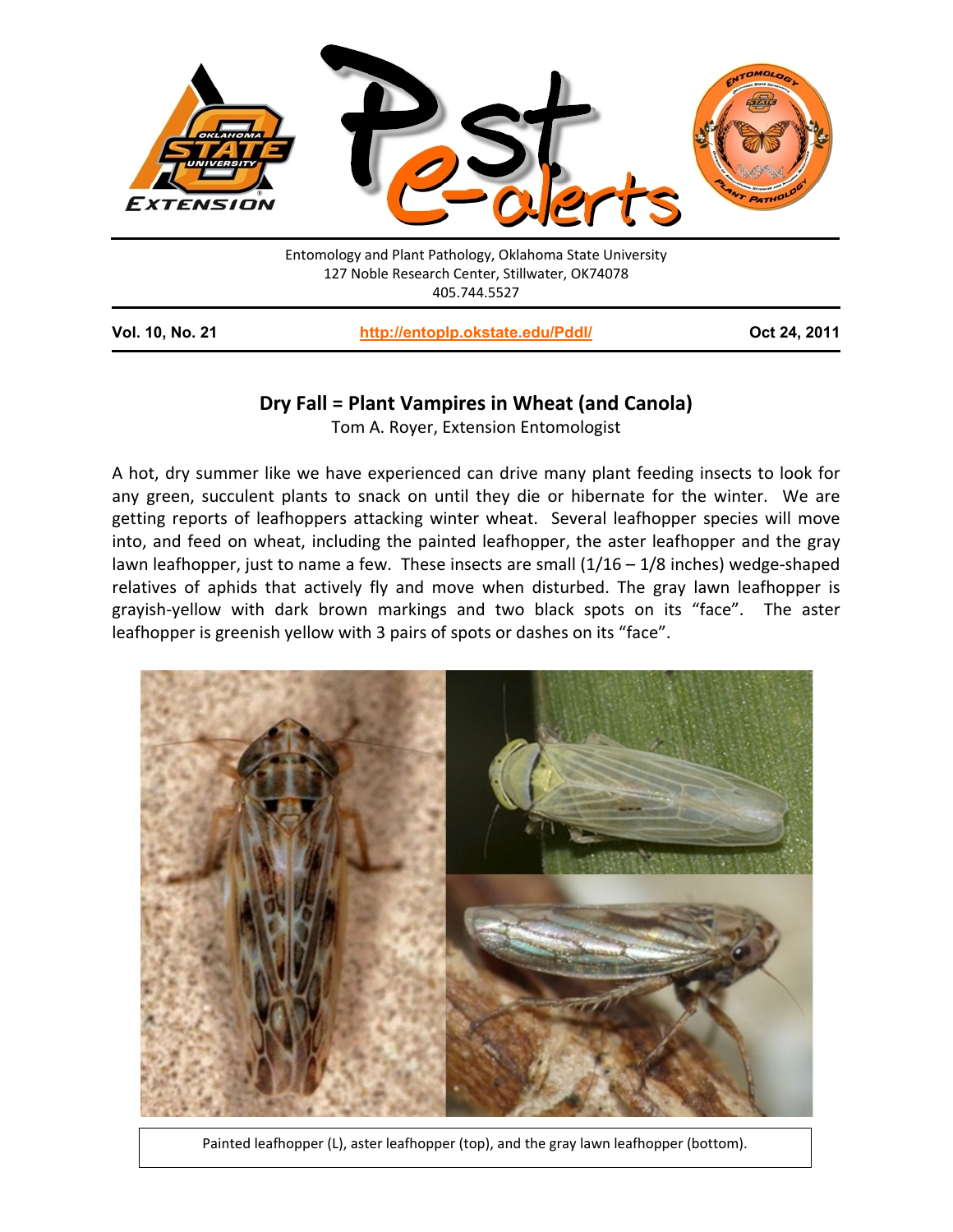Entomology and Plant Pathology, Oklahoma State University
127 Noble Research Center, Stillwater, OK74078
405.744.5527

**Vol. 10, No. 21** | **http://entoplp.okstate.edu/Pddl/** | **Oct 24, 2011**

# Dry Fall = Plant Vampires in Wheat (and Canola)

Tom A. Royer, Extension Entomologist

A hot, dry summer like we have experienced can drive many plant feeding insects to look for any green, succulent plants to snack on until they die or hibernate for the winter. We are getting reports of leafhoppers attacking winter wheat. Several leafhopper species will move into, and feed on wheat, including the painted leafhopper, the aster leafhopper and the gray lawn leafhopper, just to name a few. These insects are small (1/16 – 1/8 inches) wedge-shaped relatives of aphids that actively fly and move when disturbed. The gray lawn leafhopper is grayish-yellow with dark brown markings and two black spots on its "face". The aster leafhopper is greenish yellow with 3 pairs of spots or dashes on its "face".

Painted leafhopper (L), aster leafhopper (top), and the gray lawn leafhopper (bottom).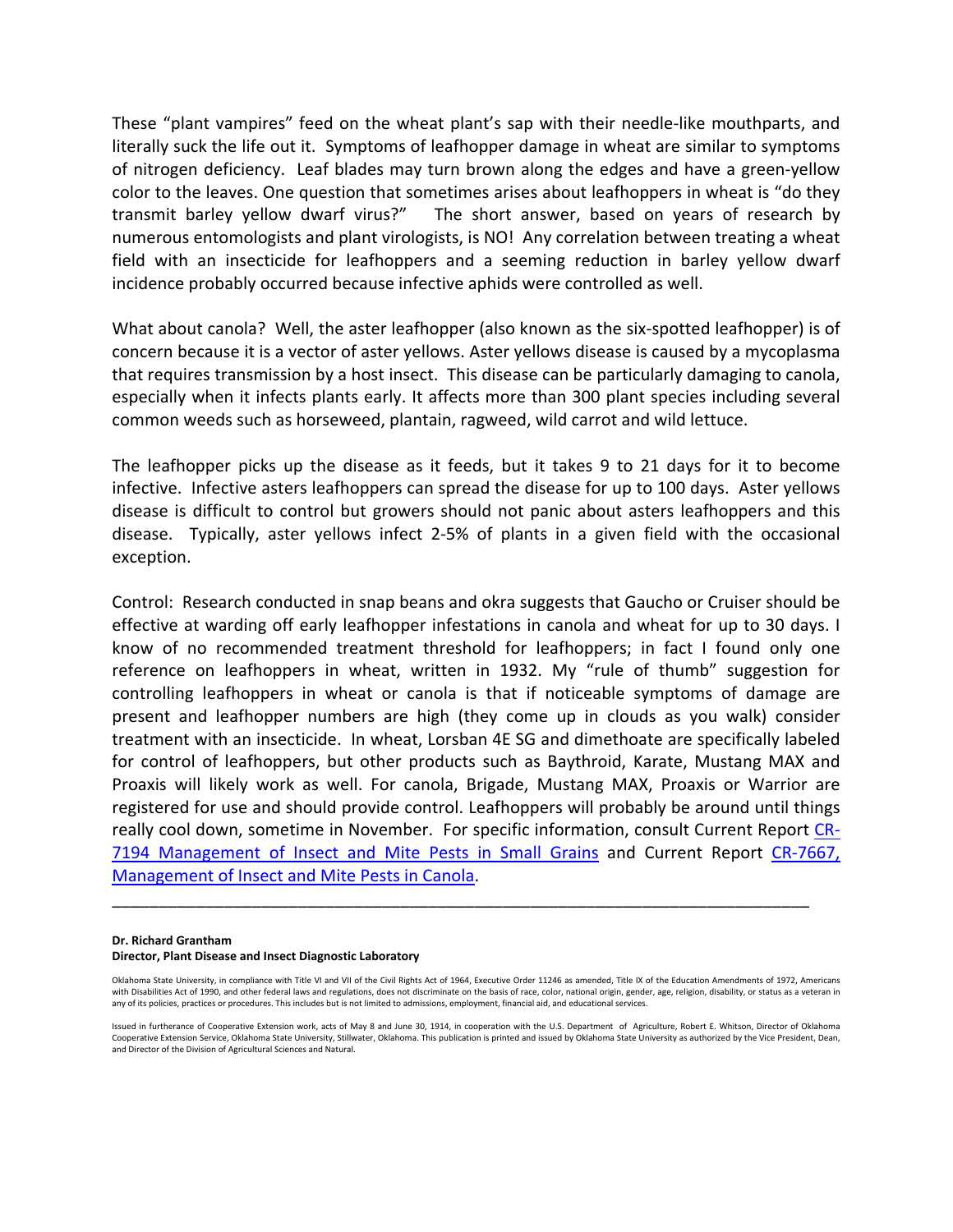These "plant vampires" feed on the wheat plant's sap with their needle-like mouthparts, and literally suck the life out it. Symptoms of leafhopper damage in wheat are similar to symptoms of nitrogen deficiency. Leaf blades may turn brown along the edges and have a green-yellow color to the leaves. One question that sometimes arises about leafhoppers in wheat is "do they transmit barley yellow dwarf virus?" The short answer, based on years of research by numerous entomologists and plant virologists, is NO! Any correlation between treating a wheat field with an insecticide for leafhoppers and a seeming reduction in barley yellow dwarf incidence probably occurred because infective aphids were controlled as well.

What about canola? Well, the aster leafhopper (also known as the six-spotted leafhopper) is of concern because it is a vector of aster yellows. Aster yellows disease is caused by a mycoplasma that requires transmission by a host insect. This disease can be particularly damaging to canola, especially when it infects plants early. It affects more than 300 plant species including several common weeds such as horseweed, plantain, ragweed, wild carrot and wild lettuce.

The leafhopper picks up the disease as it feeds, but it takes 9 to 21 days for it to become infective. Infective asters leafhoppers can spread the disease for up to 100 days. Aster yellows disease is difficult to control but growers should not panic about asters leafhoppers and this disease. Typically, aster yellows infect 2-5% of plants in a given field with the occasional exception.

Control: Research conducted in snap beans and okra suggests that Gaucho or Cruiser should be effective at warding off early leafhopper infestations in canola and wheat for up to 30 days. I know of no recommended treatment threshold for leafhoppers; in fact I found only one reference on leafhoppers in wheat, written in 1932. My "rule of thumb" suggestion for controlling leafhoppers in wheat or canola is that if noticeable symptoms of damage are present and leafhopper numbers are high (they come up in clouds as you walk) consider treatment with an insecticide. In wheat, Lorsban 4E SG and dimethoate are specifically labeled for control of leafhoppers, but other products such as Baythroid, Karate, Mustang MAX and Proaxis will likely work as well. For canola, Brigade, Mustang MAX, Proaxis or Warrior are registered for use and should provide control. Leafhoppers will probably be around until things really cool down, sometime in November. For specific information, consult Current Report CR-7194 Management of Insect and Mite Pests in Small Grains and Current Report CR-7667, Management of Insect and Mite Pests in Canola.

---

**Dr. Richard Grantham**
**Director, Plant Disease and Insect Diagnostic Laboratory**

Oklahoma State University, in compliance with Title VI and VII of the Civil Rights Act of 1964, Executive Order 11246 as amended, Title IX of the Education Amendments of 1972, Americans with Disabilities Act of 1990, and other federal laws and regulations, does not discriminate on the basis of race, color, national origin, gender, age, religion, disability, or status as a veteran in any of its policies, practices or procedures. This includes but is not limited to admissions, employment, financial aid, and educational services.

Issued in furtherance of Cooperative Extension work, acts of May 8 and June 30, 1914, in cooperation with the U.S. Department of Agriculture, Robert E. Whitson, Director of Oklahoma Cooperative Extension Service, Oklahoma State University, Stillwater, Oklahoma. This publication is printed and issued by Oklahoma State University as authorized by the Vice President, Dean, and Director of the Division of Agricultural Sciences and Natural.